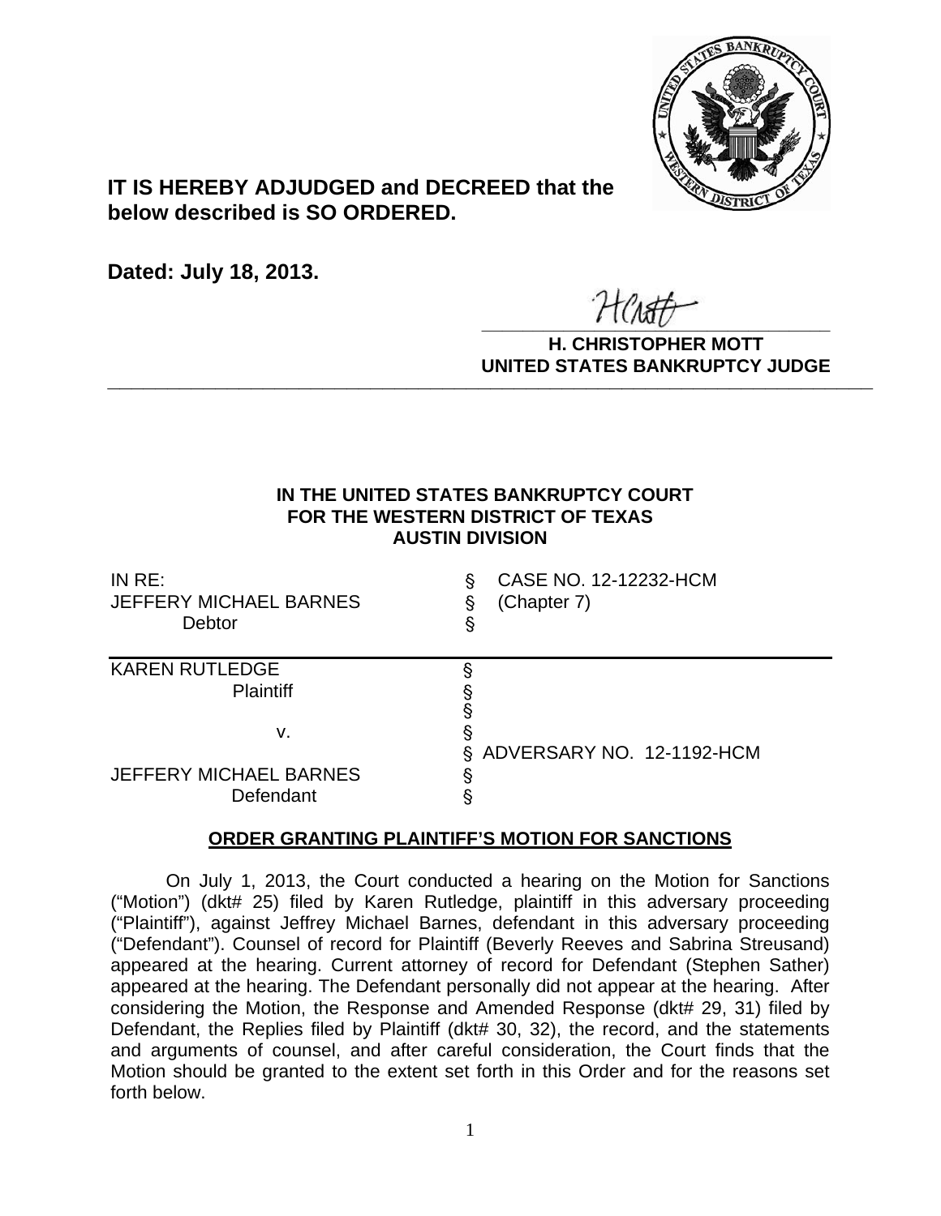**IT IS HEREBY ADJUDGED and DECREED that the below described is SO ORDERED.**

**Dated: July 18, 2013.**

**H. CHRISTOPHER MOTT**
**UNITED STATES BANKRUPTCY JUDGE**

---

**IN THE UNITED STATES BANKRUPTCY COURT**
**FOR THE WESTERN DISTRICT OF TEXAS**
**AUSTIN DIVISION**

| | | |
|---|---|---|
| IN RE: | § | CASE NO. 12-12232-HCM |
| JEFFERY MICHAEL BARNES | § | (Chapter 7) |
| Debtor | § | |

| | | |
|---|---|---|
| KAREN RUTLEDGE | § | |
| Plaintiff | § | |
| | § | |
| v. | § | |
| | § | ADVERSARY NO. 12-1192-HCM |
| JEFFERY MICHAEL BARNES | § | |
| Defendant | § | |

## ORDER GRANTING PLAINTIFF'S MOTION FOR SANCTIONS

On July 1, 2013, the Court conducted a hearing on the Motion for Sanctions ("Motion") (dkt# 25) filed by Karen Rutledge, plaintiff in this adversary proceeding ("Plaintiff"), against Jeffrey Michael Barnes, defendant in this adversary proceeding ("Defendant"). Counsel of record for Plaintiff (Beverly Reeves and Sabrina Streusand) appeared at the hearing. Current attorney of record for Defendant (Stephen Sather) appeared at the hearing. The Defendant personally did not appear at the hearing. After considering the Motion, the Response and Amended Response (dkt# 29, 31) filed by Defendant, the Replies filed by Plaintiff (dkt# 30, 32), the record, and the statements and arguments of counsel, and after careful consideration, the Court finds that the Motion should be granted to the extent set forth in this Order and for the reasons set forth below.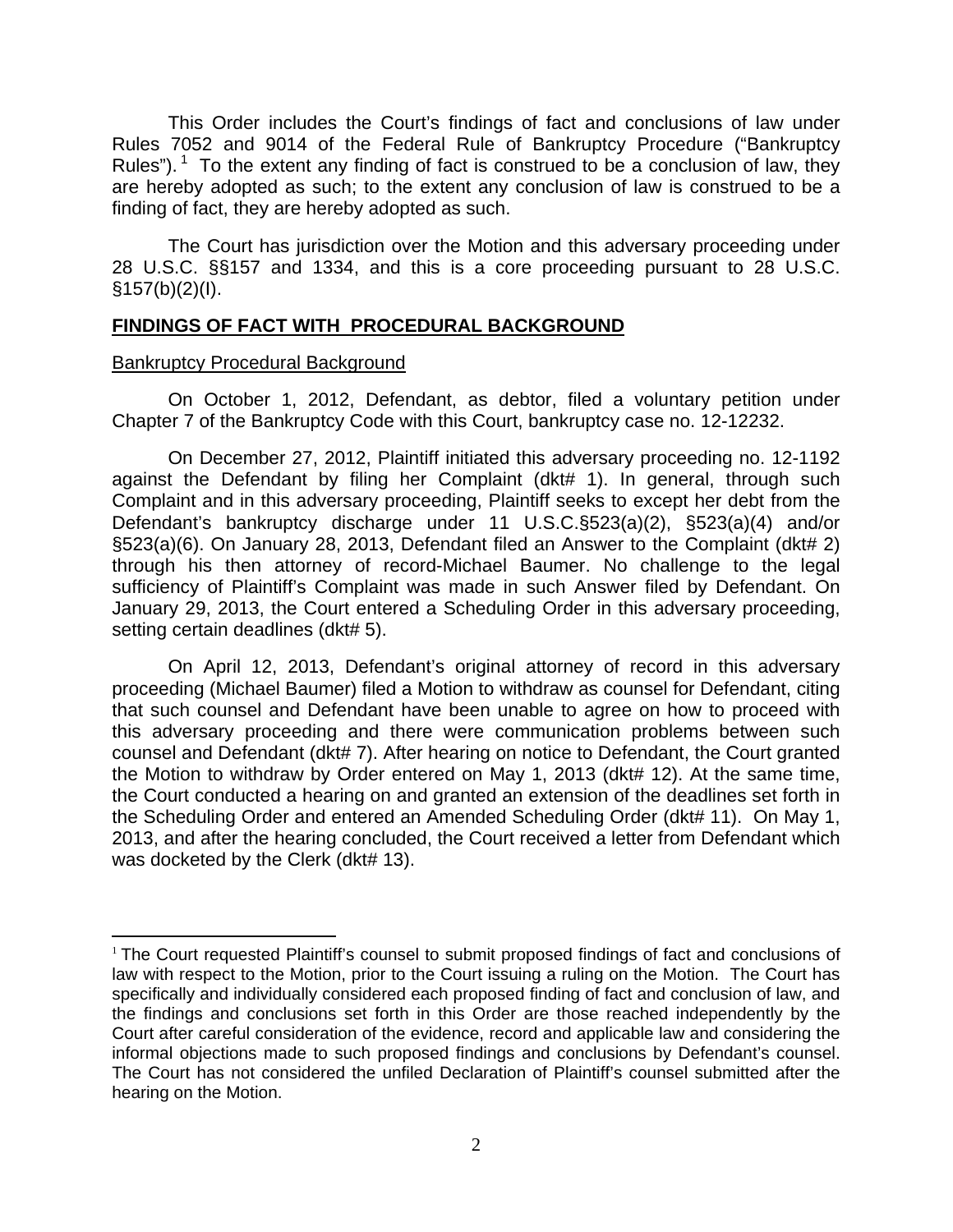This Order includes the Court's findings of fact and conclusions of law under Rules 7052 and 9014 of the Federal Rule of Bankruptcy Procedure ("Bankruptcy Rules").[1] To the extent any finding of fact is construed to be a conclusion of law, they are hereby adopted as such; to the extent any conclusion of law is construed to be a finding of fact, they are hereby adopted as such.

The Court has jurisdiction over the Motion and this adversary proceeding under 28 U.S.C. §§157 and 1334, and this is a core proceeding pursuant to 28 U.S.C. §157(b)(2)(I).

**FINDINGS OF FACT WITH PROCEDURAL BACKGROUND**

Bankruptcy Procedural Background

On October 1, 2012, Defendant, as debtor, filed a voluntary petition under Chapter 7 of the Bankruptcy Code with this Court, bankruptcy case no. 12-12232.

On December 27, 2012, Plaintiff initiated this adversary proceeding no. 12-1192 against the Defendant by filing her Complaint (dkt# 1). In general, through such Complaint and in this adversary proceeding, Plaintiff seeks to except her debt from the Defendant's bankruptcy discharge under 11 U.S.C.§523(a)(2), §523(a)(4) and/or §523(a)(6). On January 28, 2013, Defendant filed an Answer to the Complaint (dkt# 2) through his then attorney of record-Michael Baumer. No challenge to the legal sufficiency of Plaintiff's Complaint was made in such Answer filed by Defendant. On January 29, 2013, the Court entered a Scheduling Order in this adversary proceeding, setting certain deadlines (dkt# 5).

On April 12, 2013, Defendant's original attorney of record in this adversary proceeding (Michael Baumer) filed a Motion to withdraw as counsel for Defendant, citing that such counsel and Defendant have been unable to agree on how to proceed with this adversary proceeding and there were communication problems between such counsel and Defendant (dkt# 7). After hearing on notice to Defendant, the Court granted the Motion to withdraw by Order entered on May 1, 2013 (dkt# 12). At the same time, the Court conducted a hearing on and granted an extension of the deadlines set forth in the Scheduling Order and entered an Amended Scheduling Order (dkt# 11). On May 1, 2013, and after the hearing concluded, the Court received a letter from Defendant which was docketed by the Clerk (dkt# 13).

[1] The Court requested Plaintiff's counsel to submit proposed findings of fact and conclusions of law with respect to the Motion, prior to the Court issuing a ruling on the Motion. The Court has specifically and individually considered each proposed finding of fact and conclusion of law, and the findings and conclusions set forth in this Order are those reached independently by the Court after careful consideration of the evidence, record and applicable law and considering the informal objections made to such proposed findings and conclusions by Defendant's counsel. The Court has not considered the unfiled Declaration of Plaintiff's counsel submitted after the hearing on the Motion.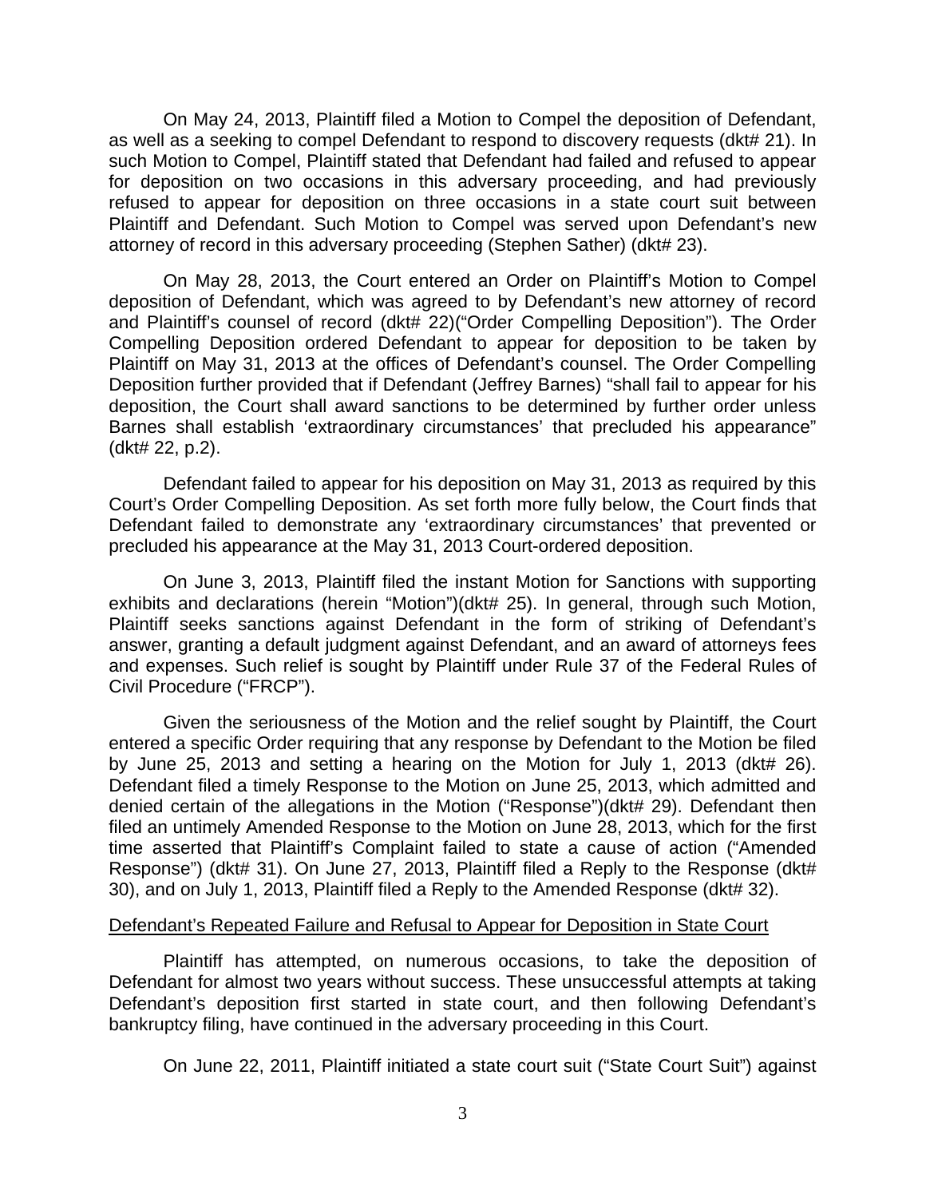On May 24, 2013, Plaintiff filed a Motion to Compel the deposition of Defendant, as well as a seeking to compel Defendant to respond to discovery requests (dkt# 21). In such Motion to Compel, Plaintiff stated that Defendant had failed and refused to appear for deposition on two occasions in this adversary proceeding, and had previously refused to appear for deposition on three occasions in a state court suit between Plaintiff and Defendant. Such Motion to Compel was served upon Defendant's new attorney of record in this adversary proceeding (Stephen Sather) (dkt# 23).

On May 28, 2013, the Court entered an Order on Plaintiff's Motion to Compel deposition of Defendant, which was agreed to by Defendant's new attorney of record and Plaintiff's counsel of record (dkt# 22)("Order Compelling Deposition"). The Order Compelling Deposition ordered Defendant to appear for deposition to be taken by Plaintiff on May 31, 2013 at the offices of Defendant's counsel. The Order Compelling Deposition further provided that if Defendant (Jeffrey Barnes) "shall fail to appear for his deposition, the Court shall award sanctions to be determined by further order unless Barnes shall establish 'extraordinary circumstances' that precluded his appearance" (dkt# 22, p.2).

Defendant failed to appear for his deposition on May 31, 2013 as required by this Court's Order Compelling Deposition. As set forth more fully below, the Court finds that Defendant failed to demonstrate any 'extraordinary circumstances' that prevented or precluded his appearance at the May 31, 2013 Court-ordered deposition.

On June 3, 2013, Plaintiff filed the instant Motion for Sanctions with supporting exhibits and declarations (herein "Motion")(dkt# 25). In general, through such Motion, Plaintiff seeks sanctions against Defendant in the form of striking of Defendant's answer, granting a default judgment against Defendant, and an award of attorneys fees and expenses. Such relief is sought by Plaintiff under Rule 37 of the Federal Rules of Civil Procedure ("FRCP").

Given the seriousness of the Motion and the relief sought by Plaintiff, the Court entered a specific Order requiring that any response by Defendant to the Motion be filed by June 25, 2013 and setting a hearing on the Motion for July 1, 2013 (dkt# 26). Defendant filed a timely Response to the Motion on June 25, 2013, which admitted and denied certain of the allegations in the Motion ("Response")(dkt# 29). Defendant then filed an untimely Amended Response to the Motion on June 28, 2013, which for the first time asserted that Plaintiff's Complaint failed to state a cause of action ("Amended Response") (dkt# 31). On June 27, 2013, Plaintiff filed a Reply to the Response (dkt# 30), and on July 1, 2013, Plaintiff filed a Reply to the Amended Response (dkt# 32).

<u>Defendant's Repeated Failure and Refusal to Appear for Deposition in State Court</u>

Plaintiff has attempted, on numerous occasions, to take the deposition of Defendant for almost two years without success. These unsuccessful attempts at taking Defendant's deposition first started in state court, and then following Defendant's bankruptcy filing, have continued in the adversary proceeding in this Court.

On June 22, 2011, Plaintiff initiated a state court suit ("State Court Suit") against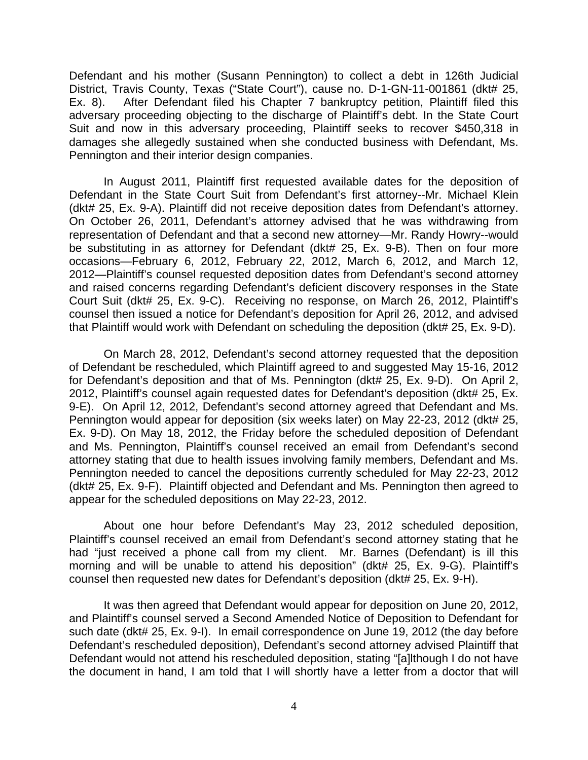Defendant and his mother (Susann Pennington) to collect a debt in 126th Judicial District, Travis County, Texas ("State Court"), cause no. D-1-GN-11-001861 (dkt# 25, Ex. 8). After Defendant filed his Chapter 7 bankruptcy petition, Plaintiff filed this adversary proceeding objecting to the discharge of Plaintiff's debt. In the State Court Suit and now in this adversary proceeding, Plaintiff seeks to recover $450,318 in damages she allegedly sustained when she conducted business with Defendant, Ms. Pennington and their interior design companies.

In August 2011, Plaintiff first requested available dates for the deposition of Defendant in the State Court Suit from Defendant's first attorney--Mr. Michael Klein (dkt# 25, Ex. 9-A). Plaintiff did not receive deposition dates from Defendant's attorney. On October 26, 2011, Defendant's attorney advised that he was withdrawing from representation of Defendant and that a second new attorney—Mr. Randy Howry--would be substituting in as attorney for Defendant (dkt# 25, Ex. 9-B). Then on four more occasions—February 6, 2012, February 22, 2012, March 6, 2012, and March 12, 2012—Plaintiff's counsel requested deposition dates from Defendant's second attorney and raised concerns regarding Defendant's deficient discovery responses in the State Court Suit (dkt# 25, Ex. 9-C). Receiving no response, on March 26, 2012, Plaintiff's counsel then issued a notice for Defendant's deposition for April 26, 2012, and advised that Plaintiff would work with Defendant on scheduling the deposition (dkt# 25, Ex. 9-D).

On March 28, 2012, Defendant's second attorney requested that the deposition of Defendant be rescheduled, which Plaintiff agreed to and suggested May 15-16, 2012 for Defendant's deposition and that of Ms. Pennington (dkt# 25, Ex. 9-D). On April 2, 2012, Plaintiff's counsel again requested dates for Defendant's deposition (dkt# 25, Ex. 9-E). On April 12, 2012, Defendant's second attorney agreed that Defendant and Ms. Pennington would appear for deposition (six weeks later) on May 22-23, 2012 (dkt# 25, Ex. 9-D). On May 18, 2012, the Friday before the scheduled deposition of Defendant and Ms. Pennington, Plaintiff's counsel received an email from Defendant's second attorney stating that due to health issues involving family members, Defendant and Ms. Pennington needed to cancel the depositions currently scheduled for May 22-23, 2012 (dkt# 25, Ex. 9-F). Plaintiff objected and Defendant and Ms. Pennington then agreed to appear for the scheduled depositions on May 22-23, 2012.

About one hour before Defendant's May 23, 2012 scheduled deposition, Plaintiff's counsel received an email from Defendant's second attorney stating that he had "just received a phone call from my client. Mr. Barnes (Defendant) is ill this morning and will be unable to attend his deposition" (dkt# 25, Ex. 9-G). Plaintiff's counsel then requested new dates for Defendant's deposition (dkt# 25, Ex. 9-H).

It was then agreed that Defendant would appear for deposition on June 20, 2012, and Plaintiff's counsel served a Second Amended Notice of Deposition to Defendant for such date (dkt# 25, Ex. 9-I). In email correspondence on June 19, 2012 (the day before Defendant's rescheduled deposition), Defendant's second attorney advised Plaintiff that Defendant would not attend his rescheduled deposition, stating "[a]lthough I do not have the document in hand, I am told that I will shortly have a letter from a doctor that will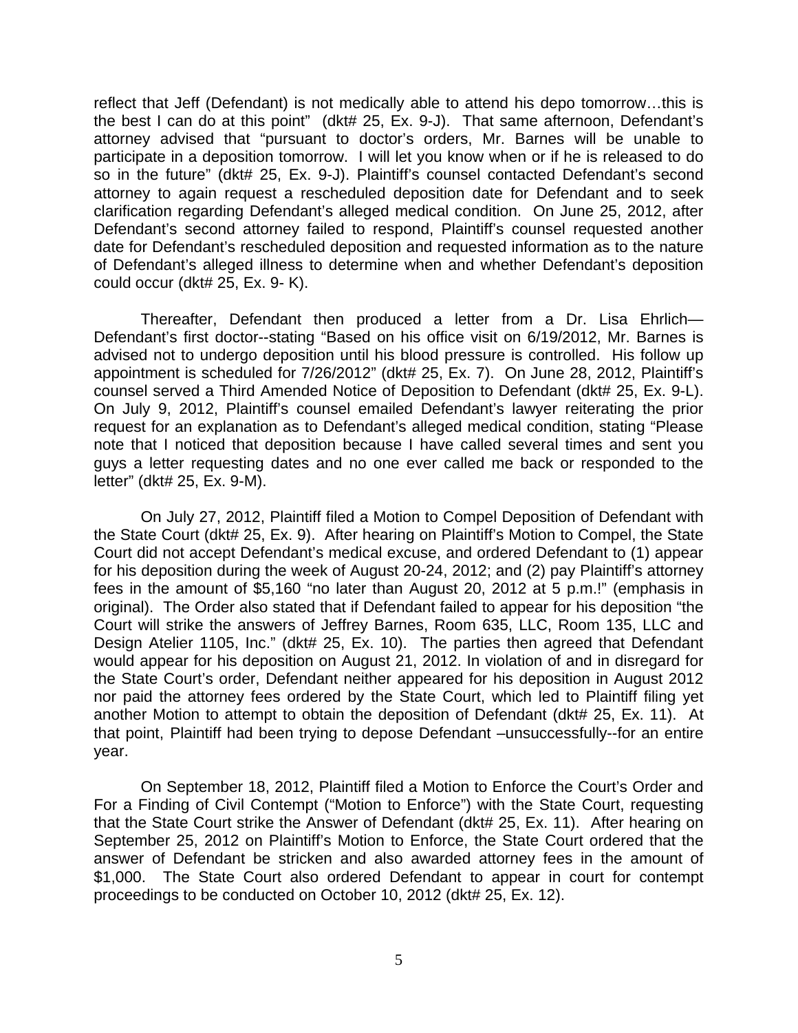reflect that Jeff (Defendant) is not medically able to attend his depo tomorrow…this is the best I can do at this point" (dkt# 25, Ex. 9-J). That same afternoon, Defendant's attorney advised that "pursuant to doctor's orders, Mr. Barnes will be unable to participate in a deposition tomorrow. I will let you know when or if he is released to do so in the future" (dkt# 25, Ex. 9-J). Plaintiff's counsel contacted Defendant's second attorney to again request a rescheduled deposition date for Defendant and to seek clarification regarding Defendant's alleged medical condition. On June 25, 2012, after Defendant's second attorney failed to respond, Plaintiff's counsel requested another date for Defendant's rescheduled deposition and requested information as to the nature of Defendant's alleged illness to determine when and whether Defendant's deposition could occur (dkt# 25, Ex. 9- K).

Thereafter, Defendant then produced a letter from a Dr. Lisa Ehrlich—Defendant's first doctor--stating "Based on his office visit on 6/19/2012, Mr. Barnes is advised not to undergo deposition until his blood pressure is controlled. His follow up appointment is scheduled for 7/26/2012" (dkt# 25, Ex. 7). On June 28, 2012, Plaintiff's counsel served a Third Amended Notice of Deposition to Defendant (dkt# 25, Ex. 9-L). On July 9, 2012, Plaintiff's counsel emailed Defendant's lawyer reiterating the prior request for an explanation as to Defendant's alleged medical condition, stating "Please note that I noticed that deposition because I have called several times and sent you guys a letter requesting dates and no one ever called me back or responded to the letter" (dkt# 25, Ex. 9-M).

On July 27, 2012, Plaintiff filed a Motion to Compel Deposition of Defendant with the State Court (dkt# 25, Ex. 9). After hearing on Plaintiff's Motion to Compel, the State Court did not accept Defendant's medical excuse, and ordered Defendant to (1) appear for his deposition during the week of August 20-24, 2012; and (2) pay Plaintiff's attorney fees in the amount of $5,160 "no later than August 20, 2012 at 5 p.m.!" (emphasis in original). The Order also stated that if Defendant failed to appear for his deposition "the Court will strike the answers of Jeffrey Barnes, Room 635, LLC, Room 135, LLC and Design Atelier 1105, Inc." (dkt# 25, Ex. 10). The parties then agreed that Defendant would appear for his deposition on August 21, 2012. In violation of and in disregard for the State Court's order, Defendant neither appeared for his deposition in August 2012 nor paid the attorney fees ordered by the State Court, which led to Plaintiff filing yet another Motion to attempt to obtain the deposition of Defendant (dkt# 25, Ex. 11). At that point, Plaintiff had been trying to depose Defendant –unsuccessfully--for an entire year.

On September 18, 2012, Plaintiff filed a Motion to Enforce the Court's Order and For a Finding of Civil Contempt ("Motion to Enforce") with the State Court, requesting that the State Court strike the Answer of Defendant (dkt# 25, Ex. 11). After hearing on September 25, 2012 on Plaintiff's Motion to Enforce, the State Court ordered that the answer of Defendant be stricken and also awarded attorney fees in the amount of $1,000. The State Court also ordered Defendant to appear in court for contempt proceedings to be conducted on October 10, 2012 (dkt# 25, Ex. 12).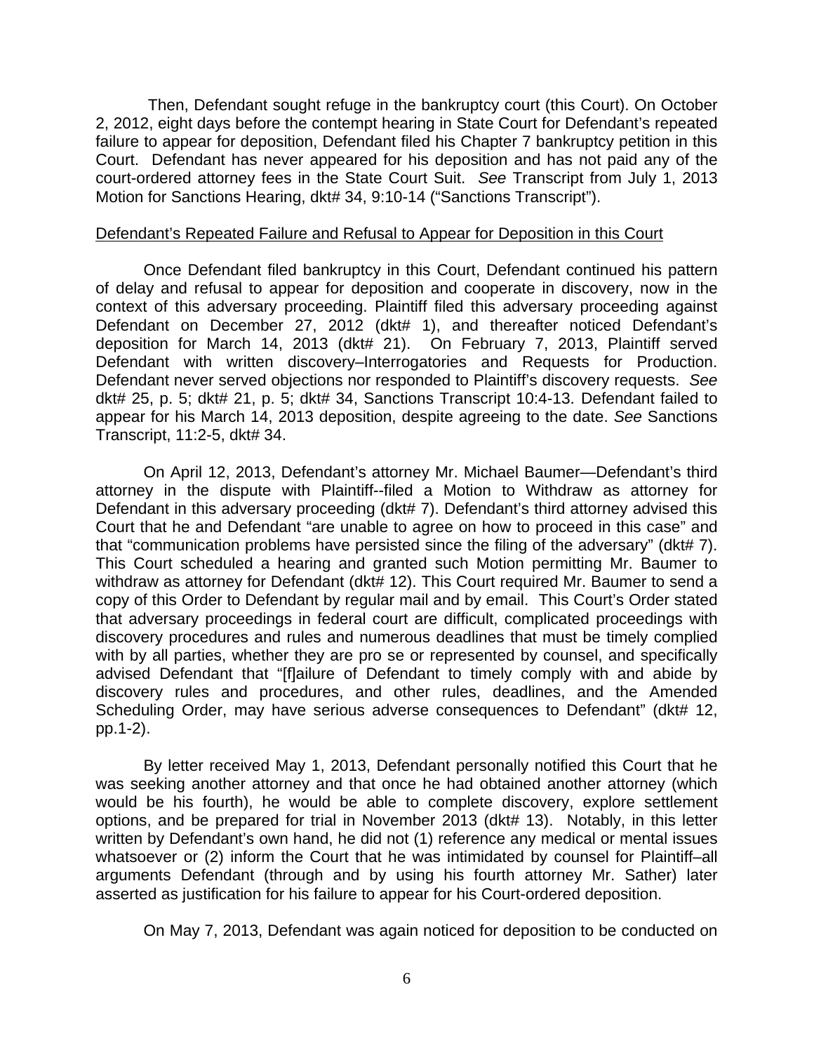Then, Defendant sought refuge in the bankruptcy court (this Court). On October 2, 2012, eight days before the contempt hearing in State Court for Defendant's repeated failure to appear for deposition, Defendant filed his Chapter 7 bankruptcy petition in this Court. Defendant has never appeared for his deposition and has not paid any of the court-ordered attorney fees in the State Court Suit. *See* Transcript from July 1, 2013 Motion for Sanctions Hearing, dkt# 34, 9:10-14 ("Sanctions Transcript").

<u>Defendant's Repeated Failure and Refusal to Appear for Deposition in this Court</u>

Once Defendant filed bankruptcy in this Court, Defendant continued his pattern of delay and refusal to appear for deposition and cooperate in discovery, now in the context of this adversary proceeding. Plaintiff filed this adversary proceeding against Defendant on December 27, 2012 (dkt# 1), and thereafter noticed Defendant's deposition for March 14, 2013 (dkt# 21). On February 7, 2013, Plaintiff served Defendant with written discovery–Interrogatories and Requests for Production. Defendant never served objections nor responded to Plaintiff's discovery requests. *See* dkt# 25, p. 5; dkt# 21, p. 5; dkt# 34, Sanctions Transcript 10:4-13. Defendant failed to appear for his March 14, 2013 deposition, despite agreeing to the date. *See* Sanctions Transcript, 11:2-5, dkt# 34.

On April 12, 2013, Defendant's attorney Mr. Michael Baumer—Defendant's third attorney in the dispute with Plaintiff--filed a Motion to Withdraw as attorney for Defendant in this adversary proceeding (dkt# 7). Defendant's third attorney advised this Court that he and Defendant "are unable to agree on how to proceed in this case" and that "communication problems have persisted since the filing of the adversary" (dkt# 7). This Court scheduled a hearing and granted such Motion permitting Mr. Baumer to withdraw as attorney for Defendant (dkt# 12). This Court required Mr. Baumer to send a copy of this Order to Defendant by regular mail and by email. This Court's Order stated that adversary proceedings in federal court are difficult, complicated proceedings with discovery procedures and rules and numerous deadlines that must be timely complied with by all parties, whether they are pro se or represented by counsel, and specifically advised Defendant that "[f]ailure of Defendant to timely comply with and abide by discovery rules and procedures, and other rules, deadlines, and the Amended Scheduling Order, may have serious adverse consequences to Defendant" (dkt# 12, pp.1-2).

By letter received May 1, 2013, Defendant personally notified this Court that he was seeking another attorney and that once he had obtained another attorney (which would be his fourth), he would be able to complete discovery, explore settlement options, and be prepared for trial in November 2013 (dkt# 13). Notably, in this letter written by Defendant's own hand, he did not (1) reference any medical or mental issues whatsoever or (2) inform the Court that he was intimidated by counsel for Plaintiff–all arguments Defendant (through and by using his fourth attorney Mr. Sather) later asserted as justification for his failure to appear for his Court-ordered deposition.

On May 7, 2013, Defendant was again noticed for deposition to be conducted on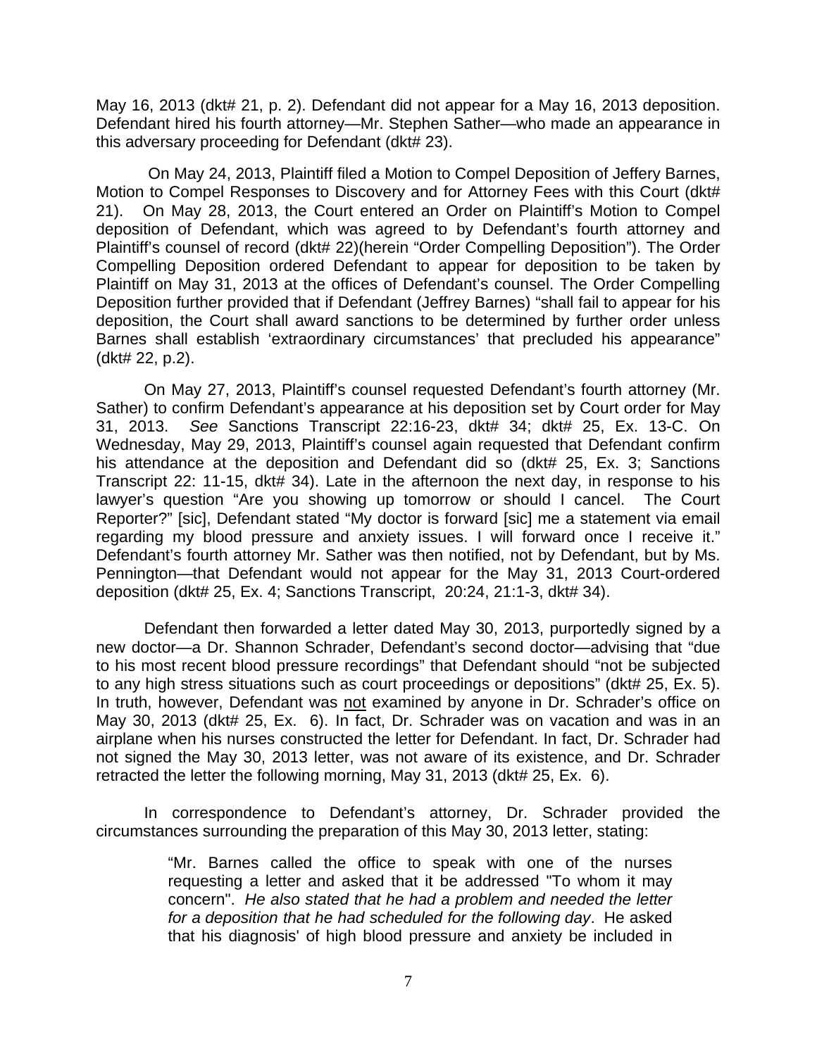May 16, 2013 (dkt# 21, p. 2). Defendant did not appear for a May 16, 2013 deposition. Defendant hired his fourth attorney—Mr. Stephen Sather—who made an appearance in this adversary proceeding for Defendant (dkt# 23).

On May 24, 2013, Plaintiff filed a Motion to Compel Deposition of Jeffery Barnes, Motion to Compel Responses to Discovery and for Attorney Fees with this Court (dkt# 21). On May 28, 2013, the Court entered an Order on Plaintiff's Motion to Compel deposition of Defendant, which was agreed to by Defendant's fourth attorney and Plaintiff's counsel of record (dkt# 22)(herein "Order Compelling Deposition"). The Order Compelling Deposition ordered Defendant to appear for deposition to be taken by Plaintiff on May 31, 2013 at the offices of Defendant's counsel. The Order Compelling Deposition further provided that if Defendant (Jeffrey Barnes) "shall fail to appear for his deposition, the Court shall award sanctions to be determined by further order unless Barnes shall establish 'extraordinary circumstances' that precluded his appearance" (dkt# 22, p.2).

On May 27, 2013, Plaintiff's counsel requested Defendant's fourth attorney (Mr. Sather) to confirm Defendant's appearance at his deposition set by Court order for May 31, 2013. *See* Sanctions Transcript 22:16-23, dkt# 34; dkt# 25, Ex. 13-C. On Wednesday, May 29, 2013, Plaintiff's counsel again requested that Defendant confirm his attendance at the deposition and Defendant did so (dkt# 25, Ex. 3; Sanctions Transcript 22: 11-15, dkt# 34). Late in the afternoon the next day, in response to his lawyer's question "Are you showing up tomorrow or should I cancel. The Court Reporter?" [sic], Defendant stated "My doctor is forward [sic] me a statement via email regarding my blood pressure and anxiety issues. I will forward once I receive it." Defendant's fourth attorney Mr. Sather was then notified, not by Defendant, but by Ms. Pennington—that Defendant would not appear for the May 31, 2013 Court-ordered deposition (dkt# 25, Ex. 4; Sanctions Transcript, 20:24, 21:1-3, dkt# 34).

Defendant then forwarded a letter dated May 30, 2013, purportedly signed by a new doctor—a Dr. Shannon Schrader, Defendant's second doctor—advising that "due to his most recent blood pressure recordings" that Defendant should "not be subjected to any high stress situations such as court proceedings or depositions" (dkt# 25, Ex. 5). In truth, however, Defendant was <u>not</u> examined by anyone in Dr. Schrader's office on May 30, 2013 (dkt# 25, Ex. 6). In fact, Dr. Schrader was on vacation and was in an airplane when his nurses constructed the letter for Defendant. In fact, Dr. Schrader had not signed the May 30, 2013 letter, was not aware of its existence, and Dr. Schrader retracted the letter the following morning, May 31, 2013 (dkt# 25, Ex. 6).

In correspondence to Defendant's attorney, Dr. Schrader provided the circumstances surrounding the preparation of this May 30, 2013 letter, stating:

> "Mr. Barnes called the office to speak with one of the nurses requesting a letter and asked that it be addressed "To whom it may concern". *He also stated that he had a problem and needed the letter for a deposition that he had scheduled for the following day*. He asked that his diagnosis' of high blood pressure and anxiety be included in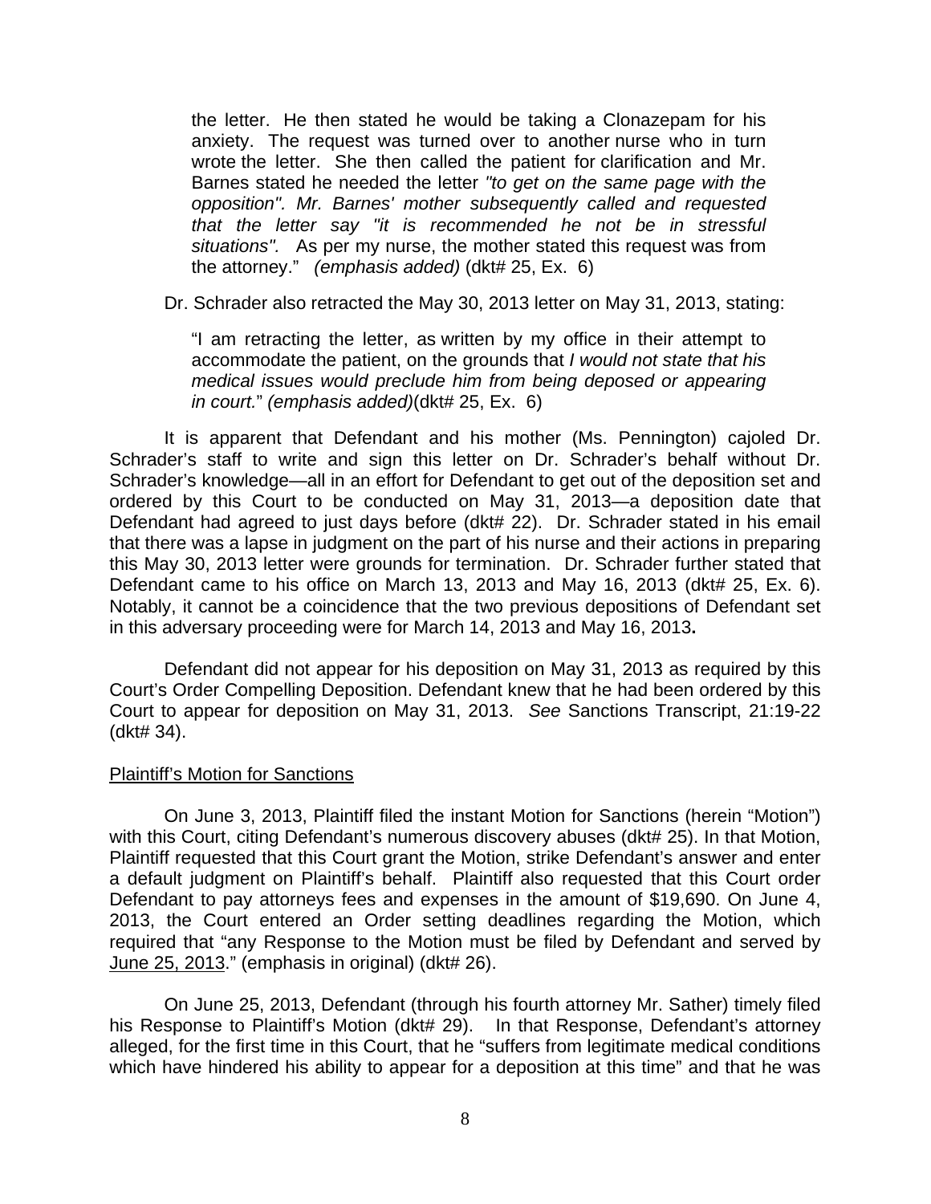> the letter. He then stated he would be taking a Clonazepam for his anxiety. The request was turned over to another nurse who in turn wrote the letter. She then called the patient for clarification and Mr. Barnes stated he needed the letter *"to get on the same page with the opposition". Mr. Barnes' mother subsequently called and requested that the letter say "it is recommended he not be in stressful situations".* As per my nurse, the mother stated this request was from the attorney." *(emphasis added)* (dkt# 25, Ex. 6)

Dr. Schrader also retracted the May 30, 2013 letter on May 31, 2013, stating:

> "I am retracting the letter, as written by my office in their attempt to accommodate the patient, on the grounds that *I would not state that his medical issues would preclude him from being deposed or appearing in court.*" *(emphasis added)*(dkt# 25, Ex. 6)

It is apparent that Defendant and his mother (Ms. Pennington) cajoled Dr. Schrader's staff to write and sign this letter on Dr. Schrader's behalf without Dr. Schrader's knowledge—all in an effort for Defendant to get out of the deposition set and ordered by this Court to be conducted on May 31, 2013—a deposition date that Defendant had agreed to just days before (dkt# 22). Dr. Schrader stated in his email that there was a lapse in judgment on the part of his nurse and their actions in preparing this May 30, 2013 letter were grounds for termination. Dr. Schrader further stated that Defendant came to his office on March 13, 2013 and May 16, 2013 (dkt# 25, Ex. 6). Notably, it cannot be a coincidence that the two previous depositions of Defendant set in this adversary proceeding were for March 14, 2013 and May 16, 2013**.**

Defendant did not appear for his deposition on May 31, 2013 as required by this Court's Order Compelling Deposition. Defendant knew that he had been ordered by this Court to appear for deposition on May 31, 2013. *See* Sanctions Transcript, 21:19-22 (dkt# 34).

<u>Plaintiff's Motion for Sanctions</u>

On June 3, 2013, Plaintiff filed the instant Motion for Sanctions (herein "Motion") with this Court, citing Defendant's numerous discovery abuses (dkt# 25). In that Motion, Plaintiff requested that this Court grant the Motion, strike Defendant's answer and enter a default judgment on Plaintiff's behalf. Plaintiff also requested that this Court order Defendant to pay attorneys fees and expenses in the amount of $19,690. On June 4, 2013, the Court entered an Order setting deadlines regarding the Motion, which required that "any Response to the Motion must be filed by Defendant and served by <u>June 25, 2013</u>." (emphasis in original) (dkt# 26).

On June 25, 2013, Defendant (through his fourth attorney Mr. Sather) timely filed his Response to Plaintiff's Motion (dkt# 29). In that Response, Defendant's attorney alleged, for the first time in this Court, that he "suffers from legitimate medical conditions which have hindered his ability to appear for a deposition at this time" and that he was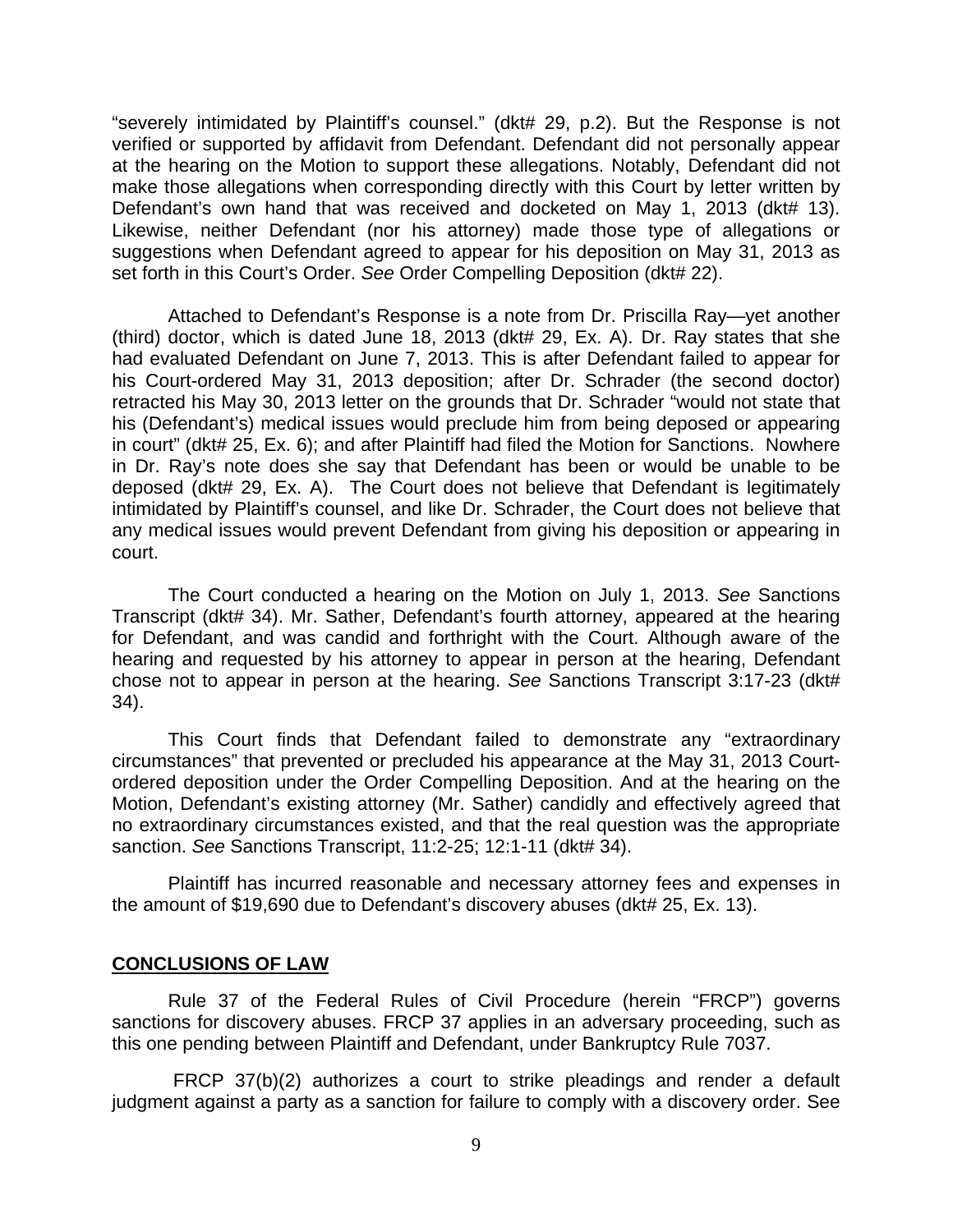"severely intimidated by Plaintiff's counsel." (dkt# 29, p.2). But the Response is not verified or supported by affidavit from Defendant. Defendant did not personally appear at the hearing on the Motion to support these allegations. Notably, Defendant did not make those allegations when corresponding directly with this Court by letter written by Defendant's own hand that was received and docketed on May 1, 2013 (dkt# 13). Likewise, neither Defendant (nor his attorney) made those type of allegations or suggestions when Defendant agreed to appear for his deposition on May 31, 2013 as set forth in this Court's Order. *See* Order Compelling Deposition (dkt# 22).

Attached to Defendant's Response is a note from Dr. Priscilla Ray—yet another (third) doctor, which is dated June 18, 2013 (dkt# 29, Ex. A). Dr. Ray states that she had evaluated Defendant on June 7, 2013. This is after Defendant failed to appear for his Court-ordered May 31, 2013 deposition; after Dr. Schrader (the second doctor) retracted his May 30, 2013 letter on the grounds that Dr. Schrader "would not state that his (Defendant's) medical issues would preclude him from being deposed or appearing in court" (dkt# 25, Ex. 6); and after Plaintiff had filed the Motion for Sanctions. Nowhere in Dr. Ray's note does she say that Defendant has been or would be unable to be deposed (dkt# 29, Ex. A). The Court does not believe that Defendant is legitimately intimidated by Plaintiff's counsel, and like Dr. Schrader, the Court does not believe that any medical issues would prevent Defendant from giving his deposition or appearing in court.

The Court conducted a hearing on the Motion on July 1, 2013. *See* Sanctions Transcript (dkt# 34). Mr. Sather, Defendant's fourth attorney, appeared at the hearing for Defendant, and was candid and forthright with the Court. Although aware of the hearing and requested by his attorney to appear in person at the hearing, Defendant chose not to appear in person at the hearing. *See* Sanctions Transcript 3:17-23 (dkt# 34).

This Court finds that Defendant failed to demonstrate any "extraordinary circumstances" that prevented or precluded his appearance at the May 31, 2013 Court-ordered deposition under the Order Compelling Deposition. And at the hearing on the Motion, Defendant's existing attorney (Mr. Sather) candidly and effectively agreed that no extraordinary circumstances existed, and that the real question was the appropriate sanction. *See* Sanctions Transcript, 11:2-25; 12:1-11 (dkt# 34).

Plaintiff has incurred reasonable and necessary attorney fees and expenses in the amount of $19,690 due to Defendant's discovery abuses (dkt# 25, Ex. 13).

## **CONCLUSIONS OF LAW**

Rule 37 of the Federal Rules of Civil Procedure (herein "FRCP") governs sanctions for discovery abuses. FRCP 37 applies in an adversary proceeding, such as this one pending between Plaintiff and Defendant, under Bankruptcy Rule 7037.

FRCP 37(b)(2) authorizes a court to strike pleadings and render a default judgment against a party as a sanction for failure to comply with a discovery order. See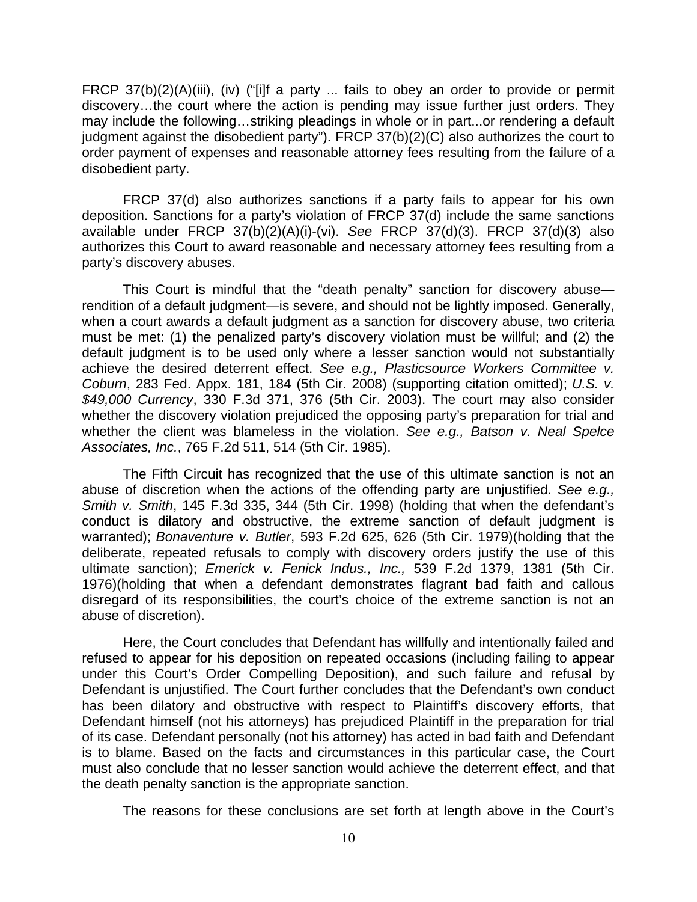FRCP 37(b)(2)(A)(iii), (iv) ("[i]f a party ... fails to obey an order to provide or permit discovery…the court where the action is pending may issue further just orders. They may include the following…striking pleadings in whole or in part...or rendering a default judgment against the disobedient party"). FRCP 37(b)(2)(C) also authorizes the court to order payment of expenses and reasonable attorney fees resulting from the failure of a disobedient party.

FRCP 37(d) also authorizes sanctions if a party fails to appear for his own deposition. Sanctions for a party's violation of FRCP 37(d) include the same sanctions available under FRCP 37(b)(2)(A)(i)-(vi). *See* FRCP 37(d)(3). FRCP 37(d)(3) also authorizes this Court to award reasonable and necessary attorney fees resulting from a party's discovery abuses.

This Court is mindful that the "death penalty" sanction for discovery abuse—rendition of a default judgment—is severe, and should not be lightly imposed. Generally, when a court awards a default judgment as a sanction for discovery abuse, two criteria must be met: (1) the penalized party's discovery violation must be willful; and (2) the default judgment is to be used only where a lesser sanction would not substantially achieve the desired deterrent effect. *See e.g., Plasticsource Workers Committee v. Coburn*, 283 Fed. Appx. 181, 184 (5th Cir. 2008) (supporting citation omitted); *U.S. v. $49,000 Currency*, 330 F.3d 371, 376 (5th Cir. 2003). The court may also consider whether the discovery violation prejudiced the opposing party's preparation for trial and whether the client was blameless in the violation. *See e.g., Batson v. Neal Spelce Associates, Inc.*, 765 F.2d 511, 514 (5th Cir. 1985).

The Fifth Circuit has recognized that the use of this ultimate sanction is not an abuse of discretion when the actions of the offending party are unjustified. *See e.g., Smith v. Smith*, 145 F.3d 335, 344 (5th Cir. 1998) (holding that when the defendant's conduct is dilatory and obstructive, the extreme sanction of default judgment is warranted); *Bonaventure v. Butler*, 593 F.2d 625, 626 (5th Cir. 1979)(holding that the deliberate, repeated refusals to comply with discovery orders justify the use of this ultimate sanction); *Emerick v. Fenick Indus., Inc.,* 539 F.2d 1379, 1381 (5th Cir. 1976)(holding that when a defendant demonstrates flagrant bad faith and callous disregard of its responsibilities, the court's choice of the extreme sanction is not an abuse of discretion).

Here, the Court concludes that Defendant has willfully and intentionally failed and refused to appear for his deposition on repeated occasions (including failing to appear under this Court's Order Compelling Deposition), and such failure and refusal by Defendant is unjustified. The Court further concludes that the Defendant's own conduct has been dilatory and obstructive with respect to Plaintiff's discovery efforts, that Defendant himself (not his attorneys) has prejudiced Plaintiff in the preparation for trial of its case. Defendant personally (not his attorney) has acted in bad faith and Defendant is to blame. Based on the facts and circumstances in this particular case, the Court must also conclude that no lesser sanction would achieve the deterrent effect, and that the death penalty sanction is the appropriate sanction.

The reasons for these conclusions are set forth at length above in the Court's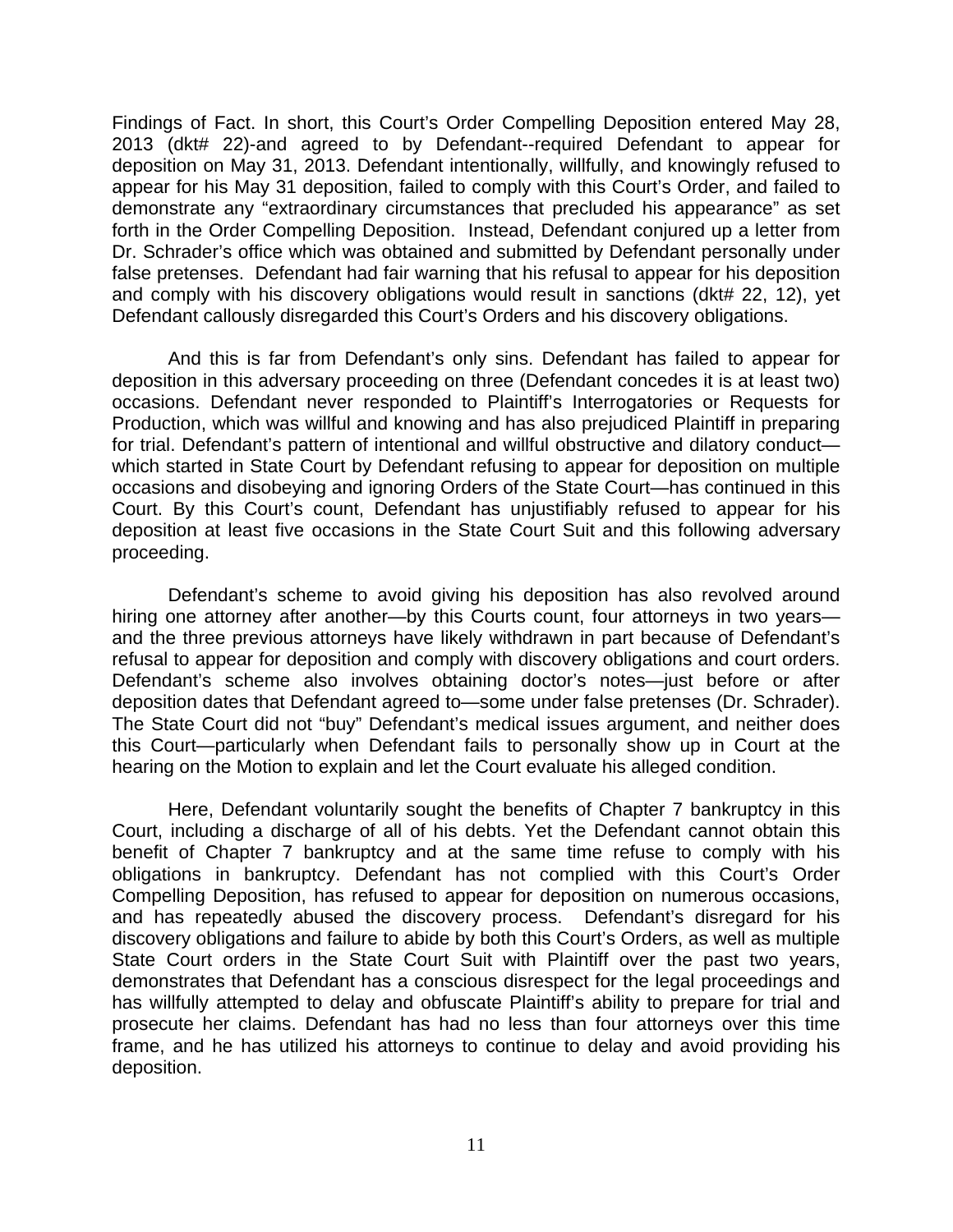Findings of Fact. In short, this Court's Order Compelling Deposition entered May 28, 2013 (dkt# 22)-and agreed to by Defendant--required Defendant to appear for deposition on May 31, 2013. Defendant intentionally, willfully, and knowingly refused to appear for his May 31 deposition, failed to comply with this Court's Order, and failed to demonstrate any "extraordinary circumstances that precluded his appearance" as set forth in the Order Compelling Deposition. Instead, Defendant conjured up a letter from Dr. Schrader's office which was obtained and submitted by Defendant personally under false pretenses. Defendant had fair warning that his refusal to appear for his deposition and comply with his discovery obligations would result in sanctions (dkt# 22, 12), yet Defendant callously disregarded this Court's Orders and his discovery obligations.

And this is far from Defendant's only sins. Defendant has failed to appear for deposition in this adversary proceeding on three (Defendant concedes it is at least two) occasions. Defendant never responded to Plaintiff's Interrogatories or Requests for Production, which was willful and knowing and has also prejudiced Plaintiff in preparing for trial. Defendant's pattern of intentional and willful obstructive and dilatory conduct—which started in State Court by Defendant refusing to appear for deposition on multiple occasions and disobeying and ignoring Orders of the State Court—has continued in this Court. By this Court's count, Defendant has unjustifiably refused to appear for his deposition at least five occasions in the State Court Suit and this following adversary proceeding.

Defendant's scheme to avoid giving his deposition has also revolved around hiring one attorney after another—by this Courts count, four attorneys in two years—and the three previous attorneys have likely withdrawn in part because of Defendant's refusal to appear for deposition and comply with discovery obligations and court orders. Defendant's scheme also involves obtaining doctor's notes—just before or after deposition dates that Defendant agreed to—some under false pretenses (Dr. Schrader). The State Court did not "buy" Defendant's medical issues argument, and neither does this Court—particularly when Defendant fails to personally show up in Court at the hearing on the Motion to explain and let the Court evaluate his alleged condition.

Here, Defendant voluntarily sought the benefits of Chapter 7 bankruptcy in this Court, including a discharge of all of his debts. Yet the Defendant cannot obtain this benefit of Chapter 7 bankruptcy and at the same time refuse to comply with his obligations in bankruptcy. Defendant has not complied with this Court's Order Compelling Deposition, has refused to appear for deposition on numerous occasions, and has repeatedly abused the discovery process. Defendant's disregard for his discovery obligations and failure to abide by both this Court's Orders, as well as multiple State Court orders in the State Court Suit with Plaintiff over the past two years, demonstrates that Defendant has a conscious disrespect for the legal proceedings and has willfully attempted to delay and obfuscate Plaintiff's ability to prepare for trial and prosecute her claims. Defendant has had no less than four attorneys over this time frame, and he has utilized his attorneys to continue to delay and avoid providing his deposition.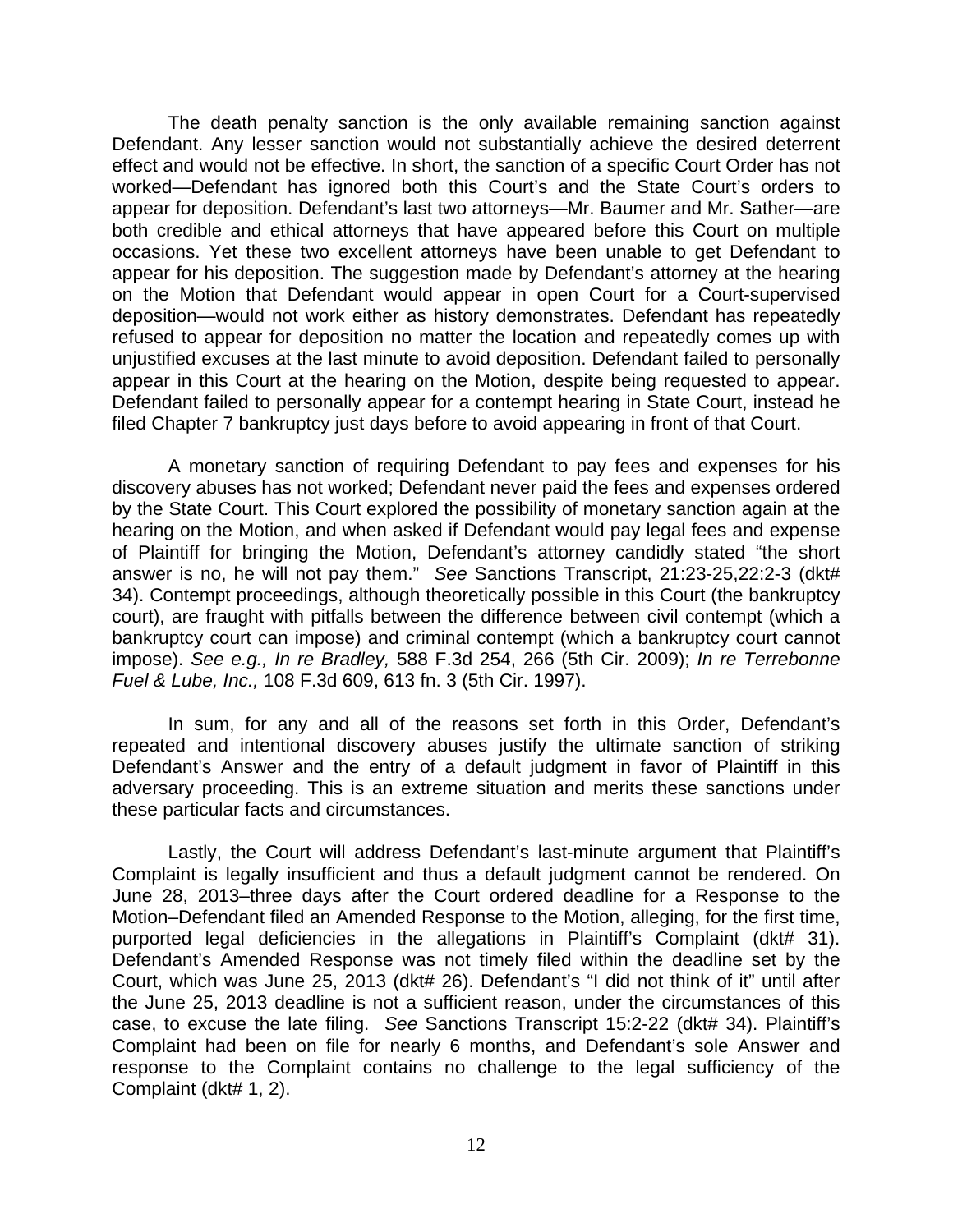The death penalty sanction is the only available remaining sanction against Defendant. Any lesser sanction would not substantially achieve the desired deterrent effect and would not be effective. In short, the sanction of a specific Court Order has not worked—Defendant has ignored both this Court's and the State Court's orders to appear for deposition. Defendant's last two attorneys—Mr. Baumer and Mr. Sather—are both credible and ethical attorneys that have appeared before this Court on multiple occasions. Yet these two excellent attorneys have been unable to get Defendant to appear for his deposition. The suggestion made by Defendant's attorney at the hearing on the Motion that Defendant would appear in open Court for a Court-supervised deposition—would not work either as history demonstrates. Defendant has repeatedly refused to appear for deposition no matter the location and repeatedly comes up with unjustified excuses at the last minute to avoid deposition. Defendant failed to personally appear in this Court at the hearing on the Motion, despite being requested to appear. Defendant failed to personally appear for a contempt hearing in State Court, instead he filed Chapter 7 bankruptcy just days before to avoid appearing in front of that Court.

A monetary sanction of requiring Defendant to pay fees and expenses for his discovery abuses has not worked; Defendant never paid the fees and expenses ordered by the State Court. This Court explored the possibility of monetary sanction again at the hearing on the Motion, and when asked if Defendant would pay legal fees and expense of Plaintiff for bringing the Motion, Defendant's attorney candidly stated "the short answer is no, he will not pay them." *See* Sanctions Transcript, 21:23-25,22:2-3 (dkt# 34). Contempt proceedings, although theoretically possible in this Court (the bankruptcy court), are fraught with pitfalls between the difference between civil contempt (which a bankruptcy court can impose) and criminal contempt (which a bankruptcy court cannot impose). *See e.g., In re Bradley,* 588 F.3d 254, 266 (5th Cir. 2009); *In re Terrebonne Fuel & Lube, Inc.,* 108 F.3d 609, 613 fn. 3 (5th Cir. 1997).

In sum, for any and all of the reasons set forth in this Order, Defendant's repeated and intentional discovery abuses justify the ultimate sanction of striking Defendant's Answer and the entry of a default judgment in favor of Plaintiff in this adversary proceeding. This is an extreme situation and merits these sanctions under these particular facts and circumstances.

Lastly, the Court will address Defendant's last-minute argument that Plaintiff's Complaint is legally insufficient and thus a default judgment cannot be rendered. On June 28, 2013–three days after the Court ordered deadline for a Response to the Motion–Defendant filed an Amended Response to the Motion, alleging, for the first time, purported legal deficiencies in the allegations in Plaintiff's Complaint (dkt# 31). Defendant's Amended Response was not timely filed within the deadline set by the Court, which was June 25, 2013 (dkt# 26). Defendant's "I did not think of it" until after the June 25, 2013 deadline is not a sufficient reason, under the circumstances of this case, to excuse the late filing. *See* Sanctions Transcript 15:2-22 (dkt# 34). Plaintiff's Complaint had been on file for nearly 6 months, and Defendant's sole Answer and response to the Complaint contains no challenge to the legal sufficiency of the Complaint (dkt# 1, 2).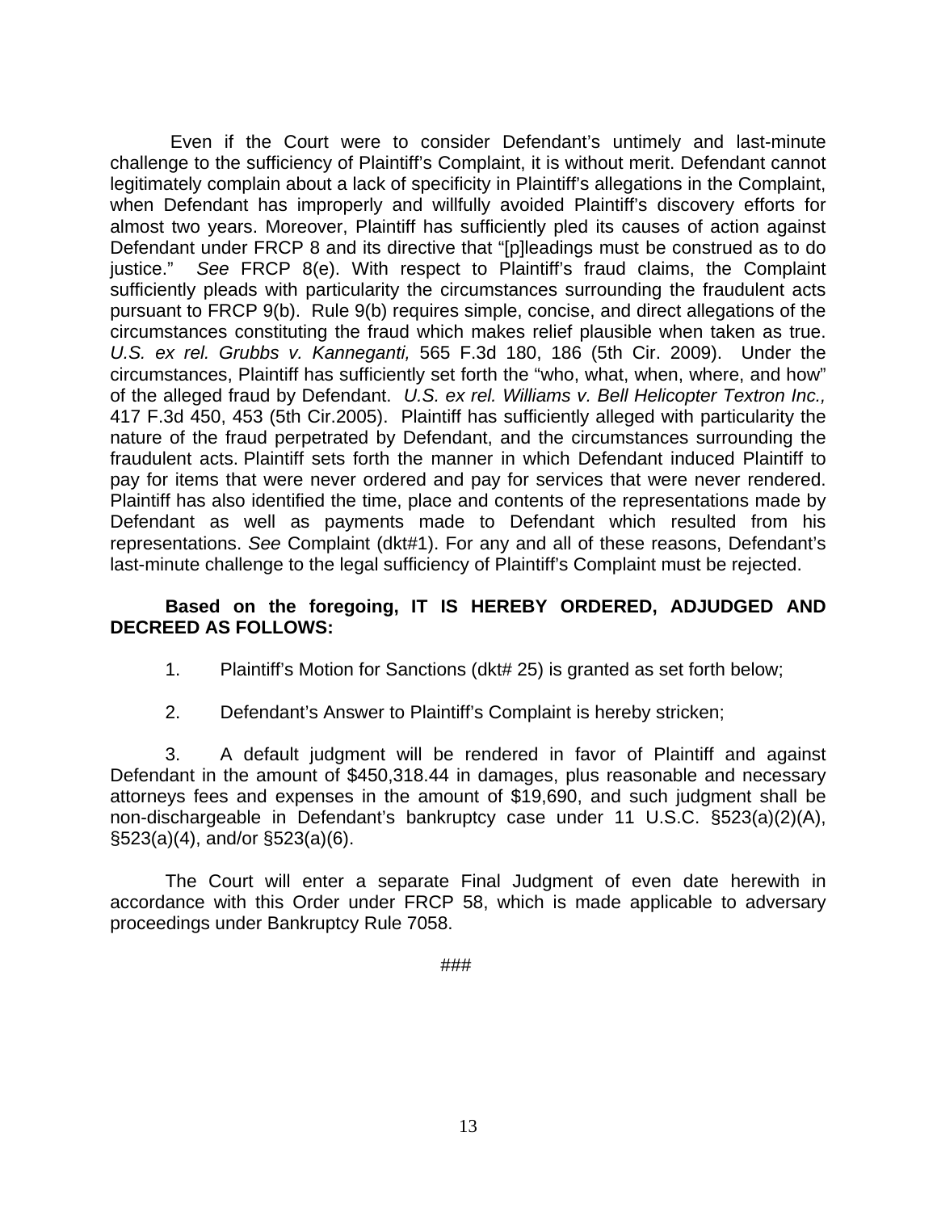Even if the Court were to consider Defendant's untimely and last-minute challenge to the sufficiency of Plaintiff's Complaint, it is without merit. Defendant cannot legitimately complain about a lack of specificity in Plaintiff's allegations in the Complaint, when Defendant has improperly and willfully avoided Plaintiff's discovery efforts for almost two years. Moreover, Plaintiff has sufficiently pled its causes of action against Defendant under FRCP 8 and its directive that "[p]leadings must be construed as to do justice." *See* FRCP 8(e). With respect to Plaintiff's fraud claims, the Complaint sufficiently pleads with particularity the circumstances surrounding the fraudulent acts pursuant to FRCP 9(b). Rule 9(b) requires simple, concise, and direct allegations of the circumstances constituting the fraud which makes relief plausible when taken as true. *U.S. ex rel. Grubbs v. Kanneganti,* 565 F.3d 180, 186 (5th Cir. 2009). Under the circumstances, Plaintiff has sufficiently set forth the "who, what, when, where, and how" of the alleged fraud by Defendant. *U.S. ex rel. Williams v. Bell Helicopter Textron Inc.,* 417 F.3d 450, 453 (5th Cir.2005). Plaintiff has sufficiently alleged with particularity the nature of the fraud perpetrated by Defendant, and the circumstances surrounding the fraudulent acts. Plaintiff sets forth the manner in which Defendant induced Plaintiff to pay for items that were never ordered and pay for services that were never rendered. Plaintiff has also identified the time, place and contents of the representations made by Defendant as well as payments made to Defendant which resulted from his representations. *See* Complaint (dkt#1). For any and all of these reasons, Defendant's last-minute challenge to the legal sufficiency of Plaintiff's Complaint must be rejected.

**Based on the foregoing, IT IS HEREBY ORDERED, ADJUDGED AND DECREED AS FOLLOWS:**

1. Plaintiff's Motion for Sanctions (dkt# 25) is granted as set forth below;

2. Defendant's Answer to Plaintiff's Complaint is hereby stricken;

3. A default judgment will be rendered in favor of Plaintiff and against Defendant in the amount of $450,318.44 in damages, plus reasonable and necessary attorneys fees and expenses in the amount of $19,690, and such judgment shall be non-dischargeable in Defendant's bankruptcy case under 11 U.S.C. §523(a)(2)(A), §523(a)(4), and/or §523(a)(6).

The Court will enter a separate Final Judgment of even date herewith in accordance with this Order under FRCP 58, which is made applicable to adversary proceedings under Bankruptcy Rule 7058.

###